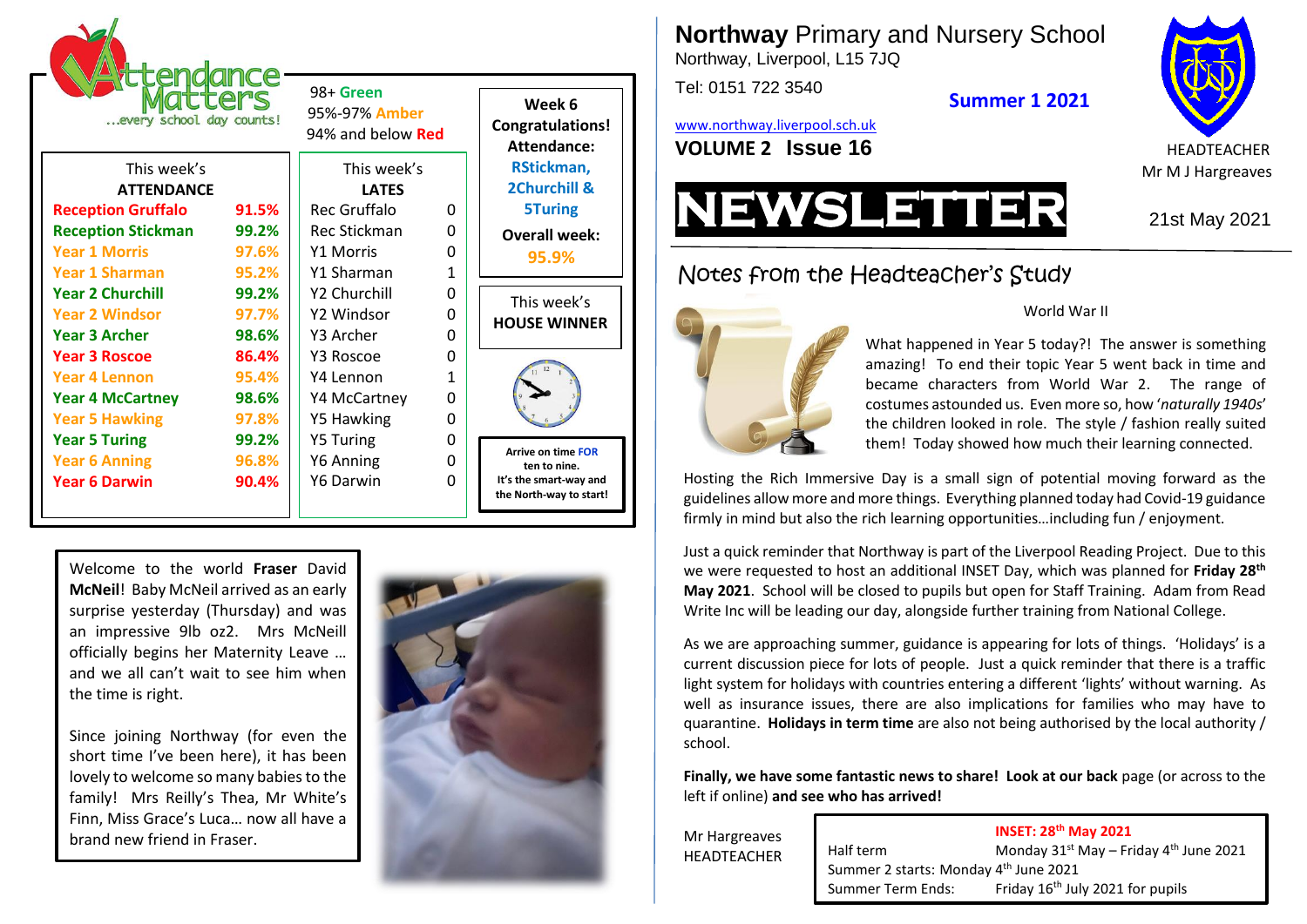# Northway Primary and Nursery School

Northway, Liverpool, L15 7JQ

Tel: 0151 722 3540

www.northway.liverpool.sch.uk

**Summer 1 2021**

**VOLUME 2 Issue 16**

HEADTEACHER
Mr M J Hargreaves

# NEWSLETTER

21st May 2021

## Attendance Matters …every school day counts!

98+ **Green**
95%-97% **Amber**
94% and below **Red**

| This week's ATTENDANCE | |
|---|---|
| Reception Gruffalo | 91.5% |
| Reception Stickman | 99.2% |
| Year 1 Morris | 97.6% |
| Year 1 Sharman | 95.2% |
| Year 2 Churchill | 99.2% |
| Year 2 Windsor | 97.7% |
| Year 3 Archer | 98.6% |
| Year 3 Roscoe | 86.4% |
| Year 4 Lennon | 95.4% |
| Year 4 McCartney | 98.6% |
| Year 5 Hawking | 97.8% |
| Year 5 Turing | 99.2% |
| Year 6 Anning | 96.8% |
| Year 6 Darwin | 90.4% |

| This week's LATES | |
|---|---|
| Rec Gruffalo | 0 |
| Rec Stickman | 0 |
| Y1 Morris | 0 |
| Y1 Sharman | 1 |
| Y2 Churchill | 0 |
| Y2 Windsor | 0 |
| Y3 Archer | 0 |
| Y3 Roscoe | 0 |
| Y4 Lennon | 1 |
| Y4 McCartney | 0 |
| Y5 Hawking | 0 |
| Y5 Turing | 0 |
| Y6 Anning | 0 |
| Y6 Darwin | 0 |

**Week 6**
**Congratulations!**
**Attendance:**
**RStickman, 2Churchill & 5Turing**

**Overall week:**
**95.9%**

This week's
**HOUSE WINNER**

**Arrive on time FOR ten to nine. It's the smart-way and the North-way to start!**

Welcome to the world **Fraser** David **McNeil**! Baby McNeil arrived as an early surprise yesterday (Thursday) and was an impressive 9lb oz2. Mrs McNeill officially begins her Maternity Leave … and we all can't wait to see him when the time is right.

Since joining Northway (for even the short time I've been here), it has been lovely to welcome so many babies to the family! Mrs Reilly's Thea, Mr White's Finn, Miss Grace's Luca… now all have a brand new friend in Fraser.

## Notes from the Headteacher's Study

World War II

What happened in Year 5 today?! The answer is something amazing! To end their topic Year 5 went back in time and became characters from World War 2. The range of costumes astounded us. Even more so, how '*naturally 1940s*' the children looked in role. The style / fashion really suited them! Today showed how much their learning connected.

Hosting the Rich Immersive Day is a small sign of potential moving forward as the guidelines allow more and more things. Everything planned today had Covid-19 guidance firmly in mind but also the rich learning opportunities…including fun / enjoyment.

Just a quick reminder that Northway is part of the Liverpool Reading Project. Due to this we were requested to host an additional INSET Day, which was planned for **Friday 28th May 2021**. School will be closed to pupils but open for Staff Training. Adam from Read Write Inc will be leading our day, alongside further training from National College.

As we are approaching summer, guidance is appearing for lots of things. 'Holidays' is a current discussion piece for lots of people. Just a quick reminder that there is a traffic light system for holidays with countries entering a different 'lights' without warning. As well as insurance issues, there are also implications for families who may have to quarantine. **Holidays in term time** are also not being authorised by the local authority / school.

**Finally, we have some fantastic news to share! Look at our back** page (or across to the left if online) **and see who has arrived!**

Mr Hargreaves
HEADTEACHER

**INSET: 28th May 2021**

| | |
|---|---|
| Half term | Monday 31st May – Friday 4th June 2021 |
| Summer 2 starts: | Monday 4th June 2021 |
| Summer Term Ends: | Friday 16th July 2021 for pupils |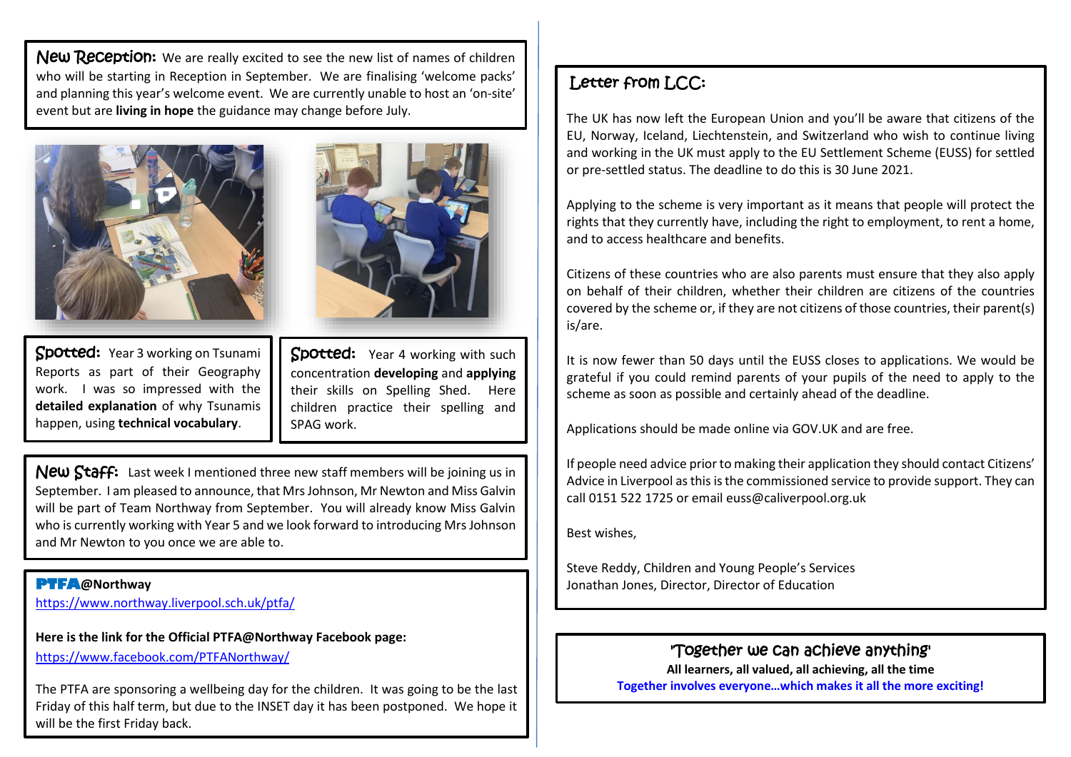**New Reception:** We are really excited to see the new list of names of children who will be starting in Reception in September. We are finalising 'welcome packs' and planning this year's welcome event. We are currently unable to host an 'on-site' event but are **living in hope** the guidance may change before July.

**Spotted:** Year 3 working on Tsunami Reports as part of their Geography work. I was so impressed with the **detailed explanation** of why Tsunamis happen, using **technical vocabulary**.

**Spotted:** Year 4 working with such concentration **developing** and **applying** their skills on Spelling Shed. Here children practice their spelling and SPAG work.

**New Staff:** Last week I mentioned three new staff members will be joining us in September. I am pleased to announce, that Mrs Johnson, Mr Newton and Miss Galvin will be part of Team Northway from September. You will already know Miss Galvin who is currently working with Year 5 and we look forward to introducing Mrs Johnson and Mr Newton to you once we are able to.

**PTFA@Northway**

https://www.northway.liverpool.sch.uk/ptfa/

**Here is the link for the Official PTFA@Northway Facebook page:**

https://www.facebook.com/PTFANorthway/

The PTFA are sponsoring a wellbeing day for the children. It was going to be the last Friday of this half term, but due to the INSET day it has been postponed. We hope it will be the first Friday back.

## Letter from LCC:

The UK has now left the European Union and you'll be aware that citizens of the EU, Norway, Iceland, Liechtenstein, and Switzerland who wish to continue living and working in the UK must apply to the EU Settlement Scheme (EUSS) for settled or pre-settled status. The deadline to do this is 30 June 2021.

Applying to the scheme is very important as it means that people will protect the rights that they currently have, including the right to employment, to rent a home, and to access healthcare and benefits.

Citizens of these countries who are also parents must ensure that they also apply on behalf of their children, whether their children are citizens of the countries covered by the scheme or, if they are not citizens of those countries, their parent(s) is/are.

It is now fewer than 50 days until the EUSS closes to applications. We would be grateful if you could remind parents of your pupils of the need to apply to the scheme as soon as possible and certainly ahead of the deadline.

Applications should be made online via GOV.UK and are free.

If people need advice prior to making their application they should contact Citizens' Advice in Liverpool as this is the commissioned service to provide support. They can call 0151 522 1725 or email euss@caliverpool.org.uk

Best wishes,

Steve Reddy, Children and Young People's Services
Jonathan Jones, Director, Director of Education

'Together we can achieve anything'

**All learners, all valued, all achieving, all the time**

**Together involves everyone…which makes it all the more exciting!**